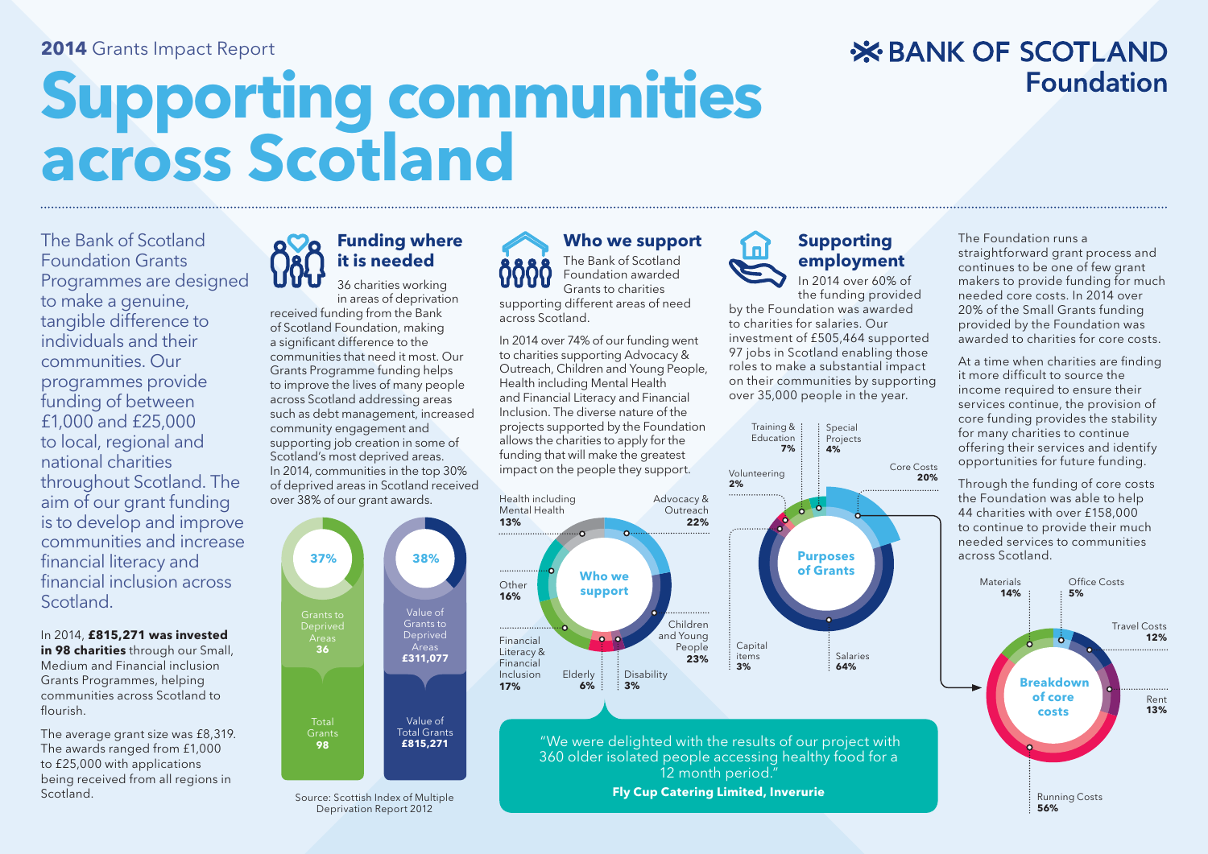**2014** Grants Impact Report

# Supporting communities across Scotland

**BANK OF SCOTLAND Foundation**

The Bank of Scotland Foundation Grants Programmes are designed to make a genuine, tangible difference to individuals and their communities. Our programmes provide funding of between £1,000 and £25,000 to local, regional and national charities throughout Scotland. The aim of our grant funding is to develop and improve communities and increase financial literacy and financial inclusion across Scotland.

In 2014, **£815,271 was invested in 98 charities** through our Small, Medium and Financial inclusion Grants Programmes, helping communities across Scotland to flourish.

The average grant size was £8,319. The awards ranged from £1,000 to £25,000 with applications being received from all regions in Scotland.

## Funding where it is needed

36 charities working in areas of deprivation received funding from the Bank of Scotland Foundation, making a significant difference to the communities that need it most. Our Grants Programme funding helps to improve the lives of many people across Scotland addressing areas such as debt management, increased community engagement and supporting job creation in some of Scotland's most deprived areas. In 2014, communities in the top 30% of deprived areas in Scotland received over 38% of our grant awards.

| | Deprived Areas | Total |
|---|---|---|
| Grants (37%) | Grants to Deprived Areas: 36 | Total Grants: 98 |
| Value (38%) | Value of Grants to Deprived Areas: £311,077 | Value of Total Grants: £815,271 |

Source: Scottish Index of Multiple Deprivation Report 2012

## Who we support

The Bank of Scotland Foundation awarded Grants to charities supporting different areas of need across Scotland.

In 2014 over 74% of our funding went to charities supporting Advocacy & Outreach, Children and Young People, Health including Mental Health and Financial Literacy and Financial Inclusion. The diverse nature of the projects supported by the Foundation allows the charities to apply for the funding that will make the greatest impact on the people they support.

**Who we support**

- Advocacy & Outreach: 22%
- Children and Young People: 23%
- Disability: 3%
- Elderly: 6%
- Financial Literacy & Financial Inclusion: 17%
- Other: 16%
- Health including Mental Health: 13%

> "We were delighted with the results of our project with 360 older isolated people accessing healthy food for a 12 month period."
>
> **Fly Cup Catering Limited, Inverurie**

## Supporting employment

In 2014 over 60% of the funding provided by the Foundation was awarded to charities for salaries. Our investment of £505,464 supported 97 jobs in Scotland enabling those roles to make a substantial impact on their communities by supporting over 35,000 people in the year.

**Purposes of Grants**

- Core Costs: 20%
- Salaries: 64%
- Capital items: 3%
- Volunteering: 2%
- Training & Education: 7%
- Special Projects: 4%

The Foundation runs a straightforward grant process and continues to be one of few grant makers to provide funding for much needed core costs. In 2014 over 20% of the Small Grants funding provided by the Foundation was awarded to charities for core costs.

At a time when charities are finding it more difficult to source the income required to ensure their services continue, the provision of core funding provides the stability for many charities to continue offering their services and identify opportunities for future funding.

Through the funding of core costs the Foundation was able to help 44 charities with over £158,000 to continue to provide their much needed services to communities across Scotland.

**Breakdown of core costs**

- Office Costs: 5%
- Travel Costs: 12%
- Rent: 13%
- Running Costs: 56%
- Materials: 14%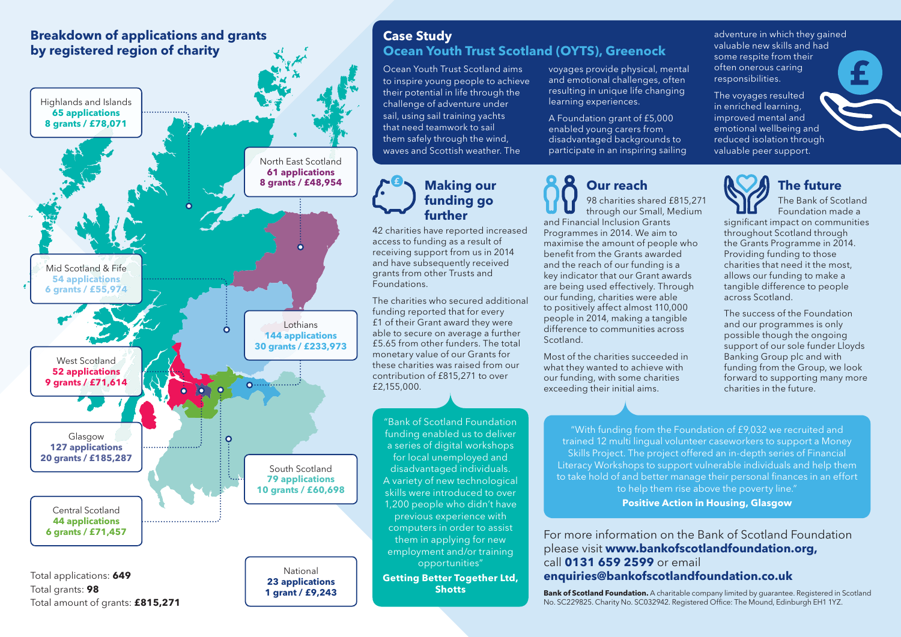## Breakdown of applications and grants by registered region of charity

Highlands and Islands
**65 applications**
**8 grants / £78,071**

North East Scotland
**61 applications**
**8 grants / £48,954**

Mid Scotland & Fife
**54 applications**
**6 grants / £55,974**

Lothians
**144 applications**
**30 grants / £233,973**

West Scotland
**52 applications**
**9 grants / £71,614**

Glasgow
**127 applications**
**20 grants / £185,287**

South Scotland
**79 applications**
**10 grants / £60,698**

Central Scotland
**44 applications**
**6 grants / £71,457**

National
**23 applications**
**1 grant / £9,243**

Total applications: **649**
Total grants: **98**
Total amount of grants: **£815,271**

## Case Study
## Ocean Youth Trust Scotland (OYTS), Greenock

Ocean Youth Trust Scotland aims to inspire young people to achieve their potential in life through the challenge of adventure under sail, using sail training yachts that need teamwork to sail them safely through the wind, waves and Scottish weather. The voyages provide physical, mental and emotional challenges, often resulting in unique life changing learning experiences.

A Foundation grant of £5,000 enabled young carers from disadvantaged backgrounds to participate in an inspiring sailing adventure in which they gained valuable new skills and had some respite from their often onerous caring responsibilities.

The voyages resulted in enriched learning, improved mental and emotional wellbeing and reduced isolation through valuable peer support.

## Making our funding go further

42 charities have reported increased access to funding as a result of receiving support from us in 2014 and have subsequently received grants from other Trusts and Foundations.

The charities who secured additional funding reported that for every £1 of their Grant award they were able to secure on average a further £5.65 from other funders. The total monetary value of our Grants for these charities was raised from our contribution of £815,271 to over £2,155,000.

"Bank of Scotland Foundation funding enabled us to deliver a series of digital workshops for local unemployed and disadvantaged individuals. A variety of new technological skills were introduced to over 1,200 people who didn't have previous experience with computers in order to assist them in applying for new employment and/or training opportunities"

**Getting Better Together Ltd, Shotts**

## Our reach

98 charities shared £815,271 through our Small, Medium and Financial Inclusion Grants Programmes in 2014. We aim to maximise the amount of people who benefit from the Grants awarded and the reach of our funding is a key indicator that our Grant awards are being used effectively. Through our funding, charities were able to positively affect almost 110,000 people in 2014, making a tangible difference to communities across Scotland.

Most of the charities succeeded in what they wanted to achieve with our funding, with some charities exceeding their initial aims.

## The future

The Bank of Scotland Foundation made a significant impact on communities throughout Scotland through the Grants Programme in 2014. Providing funding to those charities that need it the most, allows our funding to make a tangible difference to people across Scotland.

The success of the Foundation and our programmes is only possible though the ongoing support of our sole funder Lloyds Banking Group plc and with funding from the Group, we look forward to supporting many more charities in the future.

"With funding from the Foundation of £9,032 we recruited and trained 12 multi lingual volunteer caseworkers to support a Money Skills Project. The project offered an in-depth series of Financial Literacy Workshops to support vulnerable individuals and help them to take hold of and better manage their personal finances in an effort to help them rise above the poverty line."

**Positive Action in Housing, Glasgow**

For more information on the Bank of Scotland Foundation please visit **www.bankofscotlandfoundation.org,** call **0131 659 2599** or email **enquiries@bankofscotlandfoundation.co.uk**

**Bank of Scotland Foundation.** A charitable company limited by guarantee. Registered in Scotland No. SC229825. Charity No. SC032942. Registered Office: The Mound, Edinburgh EH1 1YZ.